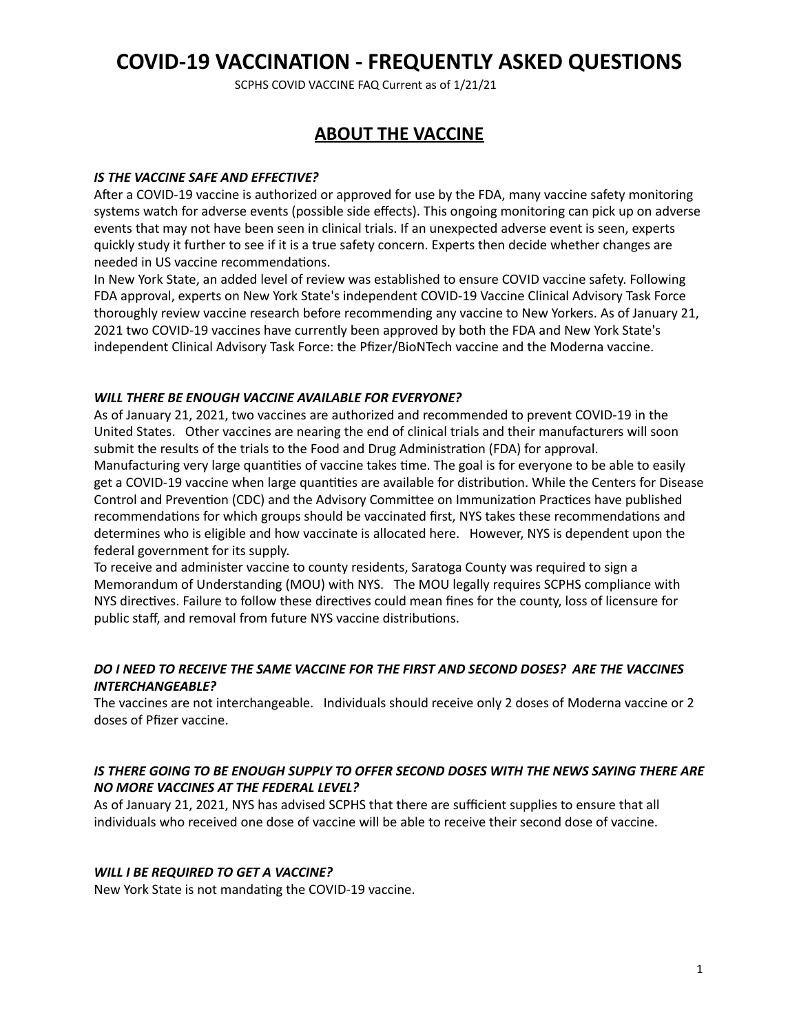# COVID-19 VACCINATION - FREQUENTLY ASKED QUESTIONS

SCPHS COVID VACCINE FAQ Current as of 1/21/21

## ABOUT THE VACCINE

***IS THE VACCINE SAFE AND EFFECTIVE?***

After a COVID-19 vaccine is authorized or approved for use by the FDA, many vaccine safety monitoring systems watch for adverse events (possible side effects). This ongoing monitoring can pick up on adverse events that may not have been seen in clinical trials. If an unexpected adverse event is seen, experts quickly study it further to see if it is a true safety concern. Experts then decide whether changes are needed in US vaccine recommendations.

In New York State, an added level of review was established to ensure COVID vaccine safety. Following FDA approval, experts on New York State's independent COVID-19 Vaccine Clinical Advisory Task Force thoroughly review vaccine research before recommending any vaccine to New Yorkers. As of January 21, 2021 two COVID-19 vaccines have currently been approved by both the FDA and New York State's independent Clinical Advisory Task Force: the Pfizer/BioNTech vaccine and the Moderna vaccine.

***WILL THERE BE ENOUGH VACCINE AVAILABLE FOR EVERYONE?***

As of January 21, 2021, two vaccines are authorized and recommended to prevent COVID-19 in the United States. Other vaccines are nearing the end of clinical trials and their manufacturers will soon submit the results of the trials to the Food and Drug Administration (FDA) for approval.

Manufacturing very large quantities of vaccine takes time. The goal is for everyone to be able to easily get a COVID-19 vaccine when large quantities are available for distribution. While the Centers for Disease Control and Prevention (CDC) and the Advisory Committee on Immunization Practices have published recommendations for which groups should be vaccinated first, NYS takes these recommendations and determines who is eligible and how vaccinate is allocated here. However, NYS is dependent upon the federal government for its supply.

To receive and administer vaccine to county residents, Saratoga County was required to sign a Memorandum of Understanding (MOU) with NYS. The MOU legally requires SCPHS compliance with NYS directives. Failure to follow these directives could mean fines for the county, loss of licensure for public staff, and removal from future NYS vaccine distributions.

***DO I NEED TO RECEIVE THE SAME VACCINE FOR THE FIRST AND SECOND DOSES? ARE THE VACCINES INTERCHANGEABLE?***

The vaccines are not interchangeable. Individuals should receive only 2 doses of Moderna vaccine or 2 doses of Pfizer vaccine.

***IS THERE GOING TO BE ENOUGH SUPPLY TO OFFER SECOND DOSES WITH THE NEWS SAYING THERE ARE NO MORE VACCINES AT THE FEDERAL LEVEL?***

As of January 21, 2021, NYS has advised SCPHS that there are sufficient supplies to ensure that all individuals who received one dose of vaccine will be able to receive their second dose of vaccine.

***WILL I BE REQUIRED TO GET A VACCINE?***

New York State is not mandating the COVID-19 vaccine.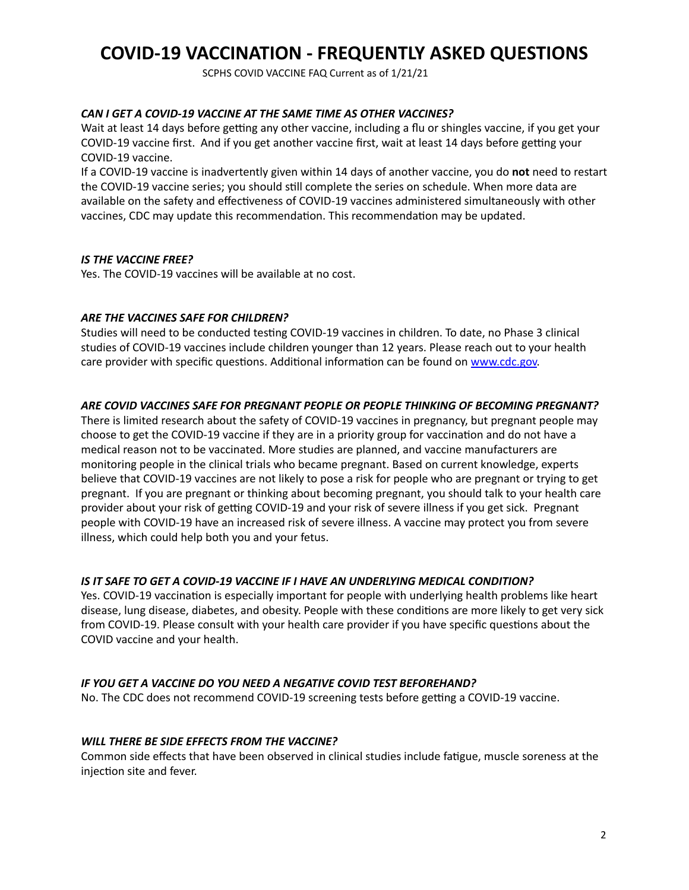# COVID-19 VACCINATION - FREQUENTLY ASKED QUESTIONS

SCPHS COVID VACCINE FAQ Current as of 1/21/21

***CAN I GET A COVID-19 VACCINE AT THE SAME TIME AS OTHER VACCINES?***

Wait at least 14 days before getting any other vaccine, including a flu or shingles vaccine, if you get your COVID-19 vaccine first. And if you get another vaccine first, wait at least 14 days before getting your COVID-19 vaccine.

If a COVID-19 vaccine is inadvertently given within 14 days of another vaccine, you do **not** need to restart the COVID-19 vaccine series; you should still complete the series on schedule. When more data are available on the safety and effectiveness of COVID-19 vaccines administered simultaneously with other vaccines, CDC may update this recommendation. This recommendation may be updated.

***IS THE VACCINE FREE?***

Yes. The COVID-19 vaccines will be available at no cost.

***ARE THE VACCINES SAFE FOR CHILDREN?***

Studies will need to be conducted testing COVID-19 vaccines in children. To date, no Phase 3 clinical studies of COVID-19 vaccines include children younger than 12 years. Please reach out to your health care provider with specific questions. Additional information can be found on [www.cdc.gov](http://www.cdc.gov).

***ARE COVID VACCINES SAFE FOR PREGNANT PEOPLE OR PEOPLE THINKING OF BECOMING PREGNANT?***

There is limited research about the safety of COVID-19 vaccines in pregnancy, but pregnant people may choose to get the COVID-19 vaccine if they are in a priority group for vaccination and do not have a medical reason not to be vaccinated. More studies are planned, and vaccine manufacturers are monitoring people in the clinical trials who became pregnant. Based on current knowledge, experts believe that COVID-19 vaccines are not likely to pose a risk for people who are pregnant or trying to get pregnant. If you are pregnant or thinking about becoming pregnant, you should talk to your health care provider about your risk of getting COVID-19 and your risk of severe illness if you get sick. Pregnant people with COVID-19 have an increased risk of severe illness. A vaccine may protect you from severe illness, which could help both you and your fetus.

***IS IT SAFE TO GET A COVID-19 VACCINE IF I HAVE AN UNDERLYING MEDICAL CONDITION?***

Yes. COVID-19 vaccination is especially important for people with underlying health problems like heart disease, lung disease, diabetes, and obesity. People with these conditions are more likely to get very sick from COVID-19. Please consult with your health care provider if you have specific questions about the COVID vaccine and your health.

***IF YOU GET A VACCINE DO YOU NEED A NEGATIVE COVID TEST BEFOREHAND?***

No. The CDC does not recommend COVID-19 screening tests before getting a COVID-19 vaccine.

***WILL THERE BE SIDE EFFECTS FROM THE VACCINE?***

Common side effects that have been observed in clinical studies include fatigue, muscle soreness at the injection site and fever.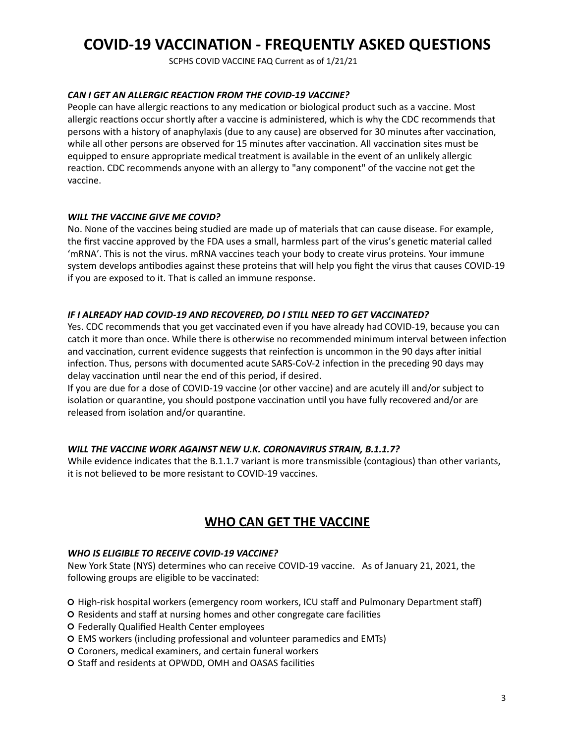# COVID-19 VACCINATION - FREQUENTLY ASKED QUESTIONS

SCPHS COVID VACCINE FAQ Current as of 1/21/21

***CAN I GET AN ALLERGIC REACTION FROM THE COVID-19 VACCINE?***

People can have allergic reactions to any medication or biological product such as a vaccine. Most allergic reactions occur shortly after a vaccine is administered, which is why the CDC recommends that persons with a history of anaphylaxis (due to any cause) are observed for 30 minutes after vaccination, while all other persons are observed for 15 minutes after vaccination. All vaccination sites must be equipped to ensure appropriate medical treatment is available in the event of an unlikely allergic reaction. CDC recommends anyone with an allergy to "any component" of the vaccine not get the vaccine.

***WILL THE VACCINE GIVE ME COVID?***

No. None of the vaccines being studied are made up of materials that can cause disease. For example, the first vaccine approved by the FDA uses a small, harmless part of the virus's genetic material called 'mRNA'. This is not the virus. mRNA vaccines teach your body to create virus proteins. Your immune system develops antibodies against these proteins that will help you fight the virus that causes COVID-19 if you are exposed to it. That is called an immune response.

***IF I ALREADY HAD COVID-19 AND RECOVERED, DO I STILL NEED TO GET VACCINATED?***

Yes. CDC recommends that you get vaccinated even if you have already had COVID-19, because you can catch it more than once. While there is otherwise no recommended minimum interval between infection and vaccination, current evidence suggests that reinfection is uncommon in the 90 days after initial infection. Thus, persons with documented acute SARS-CoV-2 infection in the preceding 90 days may delay vaccination until near the end of this period, if desired.

If you are due for a dose of COVID-19 vaccine (or other vaccine) and are acutely ill and/or subject to isolation or quarantine, you should postpone vaccination until you have fully recovered and/or are released from isolation and/or quarantine.

***WILL THE VACCINE WORK AGAINST NEW U.K. CORONAVIRUS STRAIN, B.1.1.7?***

While evidence indicates that the B.1.1.7 variant is more transmissible (contagious) than other variants, it is not believed to be more resistant to COVID-19 vaccines.

## WHO CAN GET THE VACCINE

***WHO IS ELIGIBLE TO RECEIVE COVID-19 VACCINE?***

New York State (NYS) determines who can receive COVID-19 vaccine. As of January 21, 2021, the following groups are eligible to be vaccinated:

- High-risk hospital workers (emergency room workers, ICU staff and Pulmonary Department staff)
- Residents and staff at nursing homes and other congregate care facilities
- Federally Qualified Health Center employees
- EMS workers (including professional and volunteer paramedics and EMTs)
- Coroners, medical examiners, and certain funeral workers
- Staff and residents at OPWDD, OMH and OASAS facilities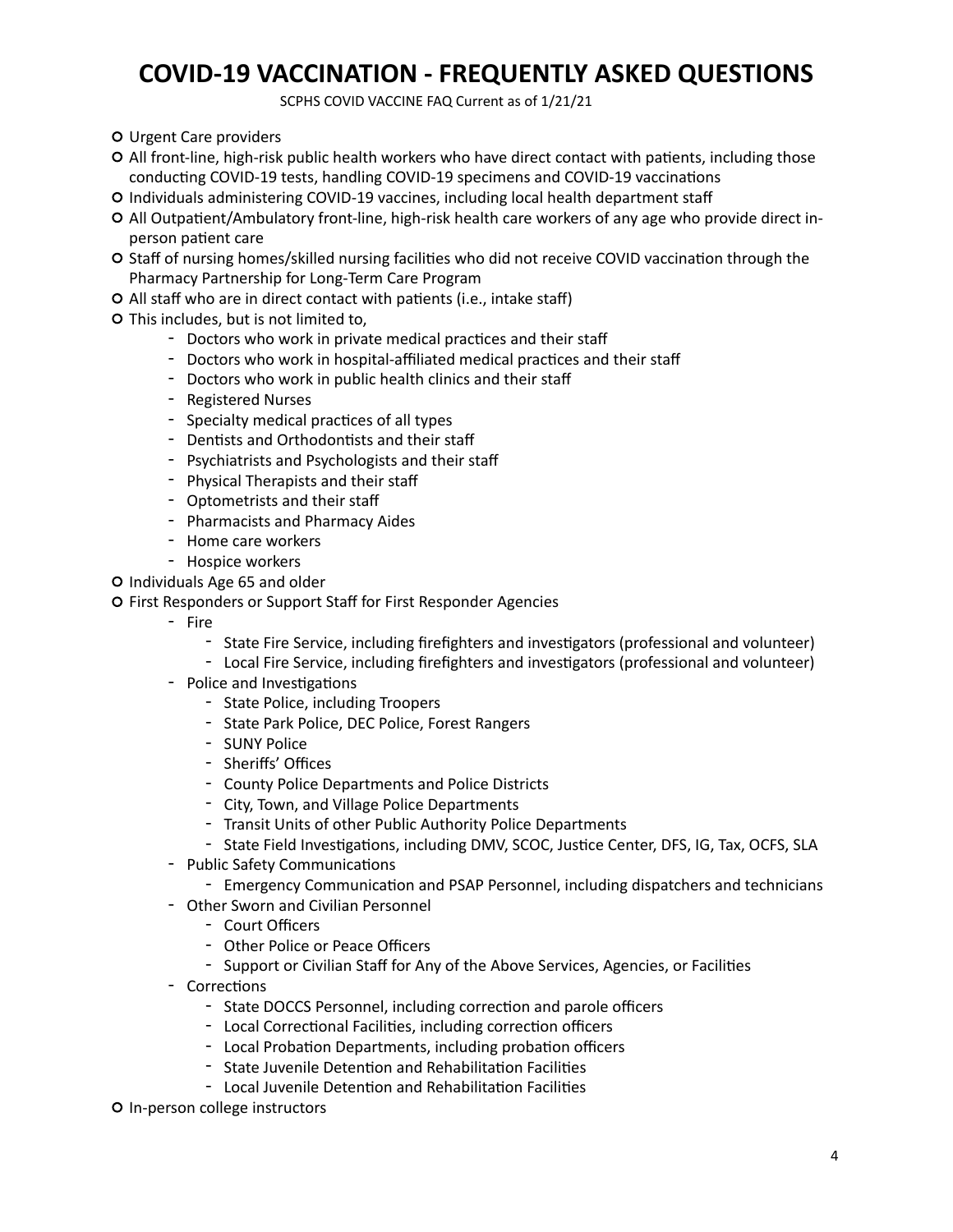# COVID-19 VACCINATION - FREQUENTLY ASKED QUESTIONS

SCPHS COVID VACCINE FAQ Current as of 1/21/21

- Urgent Care providers
- All front-line, high-risk public health workers who have direct contact with patients, including those conducting COVID-19 tests, handling COVID-19 specimens and COVID-19 vaccinations
- Individuals administering COVID-19 vaccines, including local health department staff
- All Outpatient/Ambulatory front-line, high-risk health care workers of any age who provide direct in-person patient care
- Staff of nursing homes/skilled nursing facilities who did not receive COVID vaccination through the Pharmacy Partnership for Long-Term Care Program
- All staff who are in direct contact with patients (i.e., intake staff)
- This includes, but is not limited to,
  - Doctors who work in private medical practices and their staff
  - Doctors who work in hospital-affiliated medical practices and their staff
  - Doctors who work in public health clinics and their staff
  - Registered Nurses
  - Specialty medical practices of all types
  - Dentists and Orthodontists and their staff
  - Psychiatrists and Psychologists and their staff
  - Physical Therapists and their staff
  - Optometrists and their staff
  - Pharmacists and Pharmacy Aides
  - Home care workers
  - Hospice workers
- Individuals Age 65 and older
- First Responders or Support Staff for First Responder Agencies
  - Fire
    - State Fire Service, including firefighters and investigators (professional and volunteer)
    - Local Fire Service, including firefighters and investigators (professional and volunteer)
  - Police and Investigations
    - State Police, including Troopers
    - State Park Police, DEC Police, Forest Rangers
    - SUNY Police
    - Sheriffs' Offices
    - County Police Departments and Police Districts
    - City, Town, and Village Police Departments
    - Transit Units of other Public Authority Police Departments
    - State Field Investigations, including DMV, SCOC, Justice Center, DFS, IG, Tax, OCFS, SLA
  - Public Safety Communications
    - Emergency Communication and PSAP Personnel, including dispatchers and technicians
  - Other Sworn and Civilian Personnel
    - Court Officers
    - Other Police or Peace Officers
    - Support or Civilian Staff for Any of the Above Services, Agencies, or Facilities
  - Corrections
    - State DOCCS Personnel, including correction and parole officers
    - Local Correctional Facilities, including correction officers
    - Local Probation Departments, including probation officers
    - State Juvenile Detention and Rehabilitation Facilities
    - Local Juvenile Detention and Rehabilitation Facilities
- In-person college instructors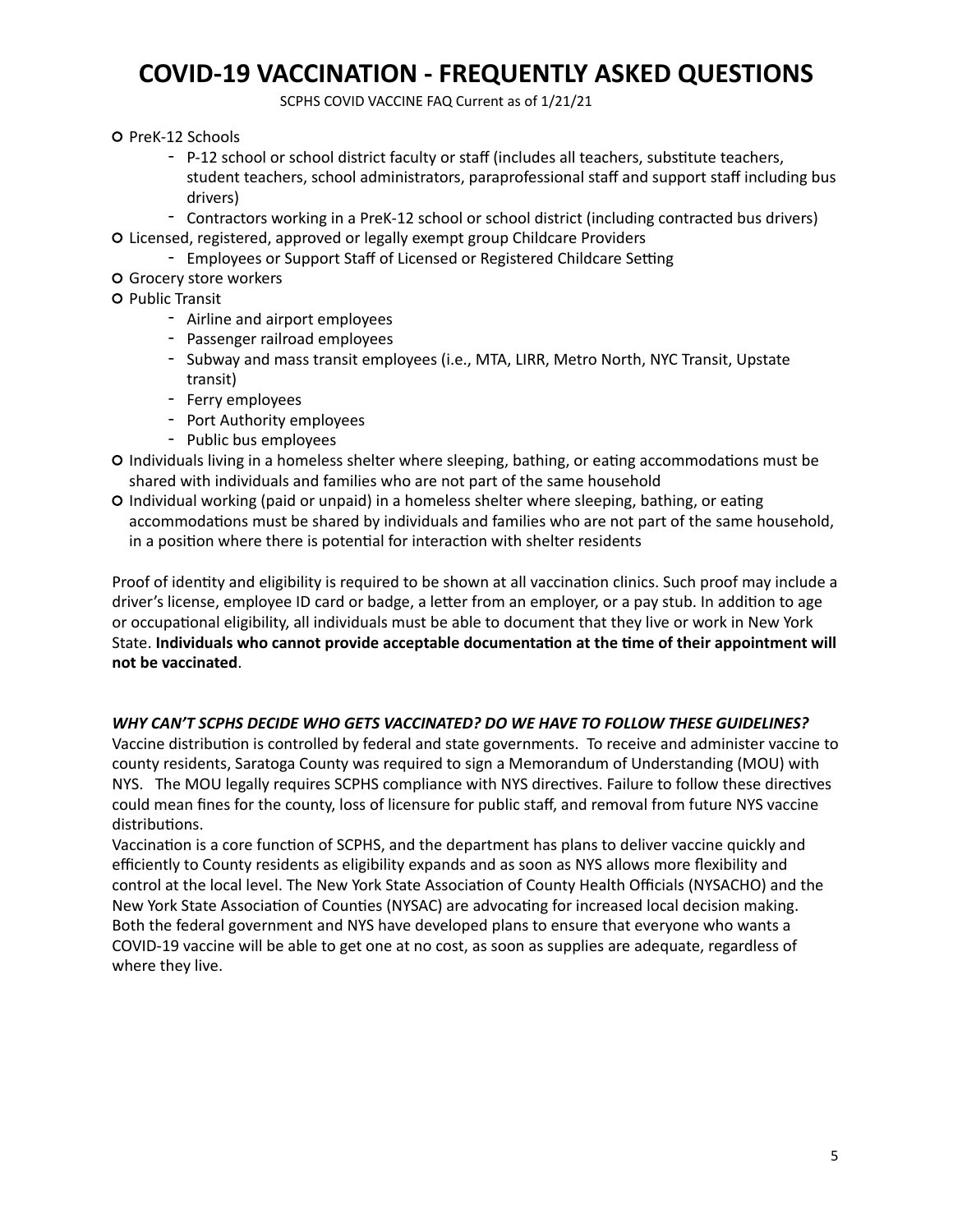- PreK-12 Schools
  - P-12 school or school district faculty or staff (includes all teachers, substitute teachers, student teachers, school administrators, paraprofessional staff and support staff including bus drivers)
  - Contractors working in a PreK-12 school or school district (including contracted bus drivers)
- Licensed, registered, approved or legally exempt group Childcare Providers
  - Employees or Support Staff of Licensed or Registered Childcare Setting
- Grocery store workers
- Public Transit
  - Airline and airport employees
  - Passenger railroad employees
  - Subway and mass transit employees (i.e., MTA, LIRR, Metro North, NYC Transit, Upstate transit)
  - Ferry employees
  - Port Authority employees
  - Public bus employees
- Individuals living in a homeless shelter where sleeping, bathing, or eating accommodations must be shared with individuals and families who are not part of the same household
- Individual working (paid or unpaid) in a homeless shelter where sleeping, bathing, or eating accommodations must be shared by individuals and families who are not part of the same household, in a position where there is potential for interaction with shelter residents

Proof of identity and eligibility is required to be shown at all vaccination clinics. Such proof may include a driver's license, employee ID card or badge, a letter from an employer, or a pay stub. In addition to age or occupational eligibility, all individuals must be able to document that they live or work in New York State. **Individuals who cannot provide acceptable documentation at the time of their appointment will not be vaccinated**.

### ***WHY CAN'T SCPHS DECIDE WHO GETS VACCINATED? DO WE HAVE TO FOLLOW THESE GUIDELINES?***

Vaccine distribution is controlled by federal and state governments. To receive and administer vaccine to county residents, Saratoga County was required to sign a Memorandum of Understanding (MOU) with NYS. The MOU legally requires SCPHS compliance with NYS directives. Failure to follow these directives could mean fines for the county, loss of licensure for public staff, and removal from future NYS vaccine distributions.

Vaccination is a core function of SCPHS, and the department has plans to deliver vaccine quickly and efficiently to County residents as eligibility expands and as soon as NYS allows more flexibility and control at the local level. The New York State Association of County Health Officials (NYSACHO) and the New York State Association of Counties (NYSAC) are advocating for increased local decision making. Both the federal government and NYS have developed plans to ensure that everyone who wants a COVID-19 vaccine will be able to get one at no cost, as soon as supplies are adequate, regardless of where they live.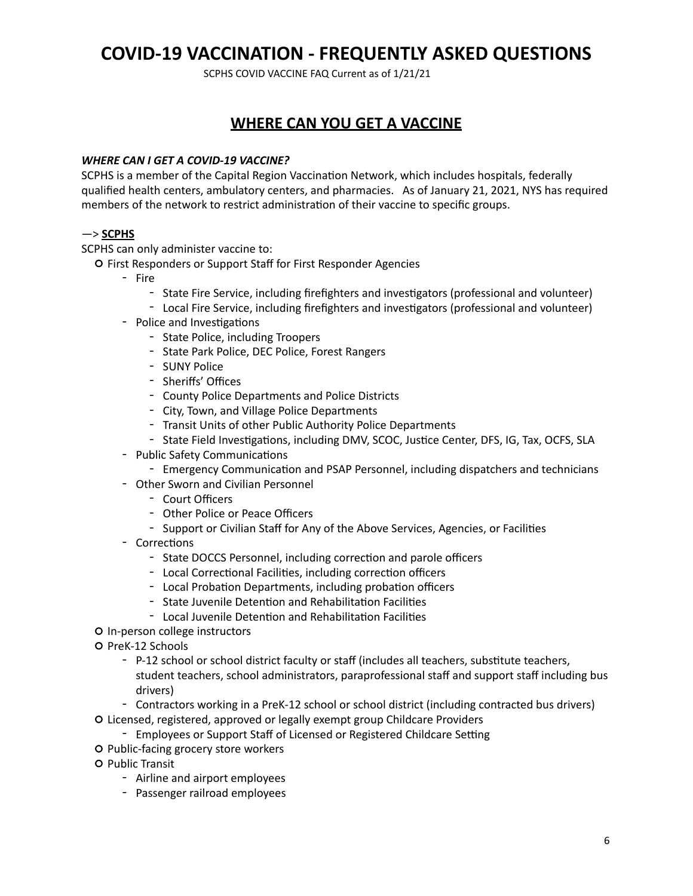# COVID-19 VACCINATION - FREQUENTLY ASKED QUESTIONS

SCPHS COVID VACCINE FAQ Current as of 1/21/21

## WHERE CAN YOU GET A VACCINE

***WHERE CAN I GET A COVID-19 VACCINE?***

SCPHS is a member of the Capital Region Vaccination Network, which includes hospitals, federally qualified health centers, ambulatory centers, and pharmacies. As of January 21, 2021, NYS has required members of the network to restrict administration of their vaccine to specific groups.

—> **SCPHS**

SCPHS can only administer vaccine to:

- First Responders or Support Staff for First Responder Agencies
  - Fire
    - State Fire Service, including firefighters and investigators (professional and volunteer)
    - Local Fire Service, including firefighters and investigators (professional and volunteer)
  - Police and Investigations
    - State Police, including Troopers
    - State Park Police, DEC Police, Forest Rangers
    - SUNY Police
    - Sheriffs' Offices
    - County Police Departments and Police Districts
    - City, Town, and Village Police Departments
    - Transit Units of other Public Authority Police Departments
    - State Field Investigations, including DMV, SCOC, Justice Center, DFS, IG, Tax, OCFS, SLA
  - Public Safety Communications
    - Emergency Communication and PSAP Personnel, including dispatchers and technicians
  - Other Sworn and Civilian Personnel
    - Court Officers
    - Other Police or Peace Officers
    - Support or Civilian Staff for Any of the Above Services, Agencies, or Facilities
  - Corrections
    - State DOCCS Personnel, including correction and parole officers
    - Local Correctional Facilities, including correction officers
    - Local Probation Departments, including probation officers
    - State Juvenile Detention and Rehabilitation Facilities
    - Local Juvenile Detention and Rehabilitation Facilities
- In-person college instructors
- PreK-12 Schools
  - P-12 school or school district faculty or staff (includes all teachers, substitute teachers, student teachers, school administrators, paraprofessional staff and support staff including bus drivers)
  - Contractors working in a PreK-12 school or school district (including contracted bus drivers)
- Licensed, registered, approved or legally exempt group Childcare Providers
  - Employees or Support Staff of Licensed or Registered Childcare Setting
- Public-facing grocery store workers
- Public Transit
  - Airline and airport employees
  - Passenger railroad employees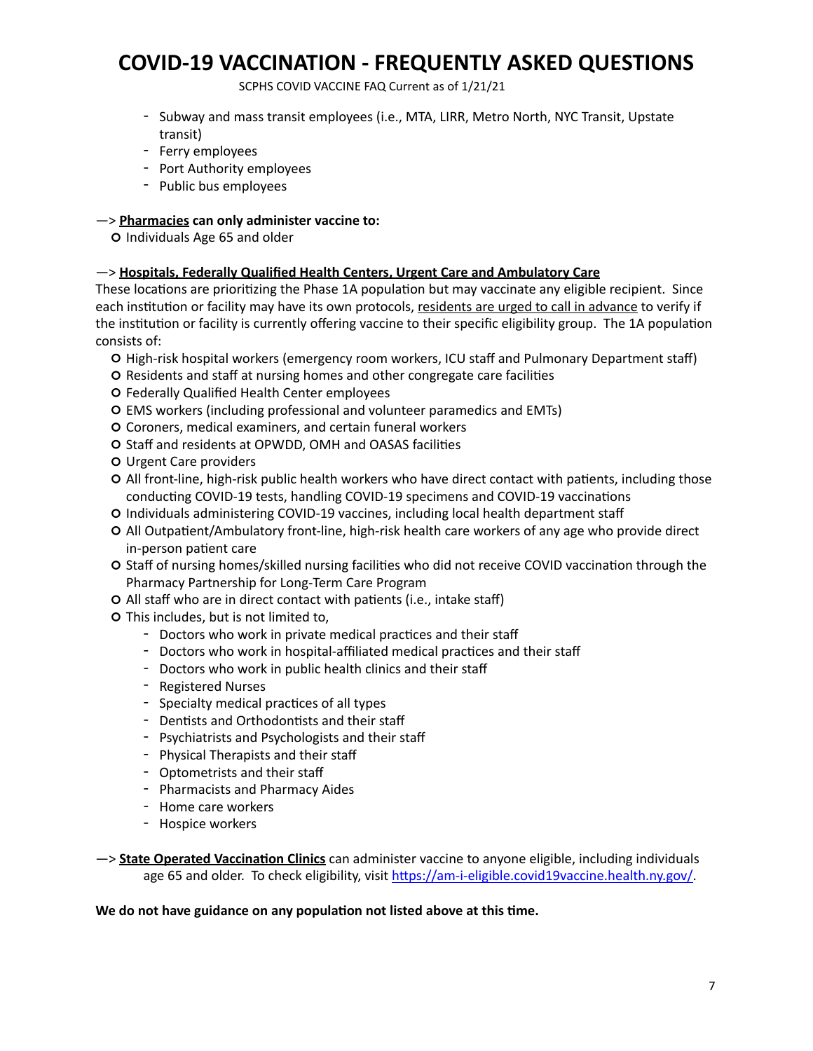- Subway and mass transit employees (i.e., MTA, LIRR, Metro North, NYC Transit, Upstate transit)
- Ferry employees
- Port Authority employees
- Public bus employees

—> **<u>Pharmacies</u> can only administer vaccine to:**

- Individuals Age 65 and older

—> **<u>Hospitals, Federally Qualified Health Centers, Urgent Care and Ambulatory Care</u>**

These locations are prioritizing the Phase 1A population but may vaccinate any eligible recipient. Since each institution or facility may have its own protocols, <u>residents are urged to call in advance</u> to verify if the institution or facility is currently offering vaccine to their specific eligibility group. The 1A population consists of:

- High-risk hospital workers (emergency room workers, ICU staff and Pulmonary Department staff)
- Residents and staff at nursing homes and other congregate care facilities
- Federally Qualified Health Center employees
- EMS workers (including professional and volunteer paramedics and EMTs)
- Coroners, medical examiners, and certain funeral workers
- Staff and residents at OPWDD, OMH and OASAS facilities
- Urgent Care providers
- All front-line, high-risk public health workers who have direct contact with patients, including those conducting COVID-19 tests, handling COVID-19 specimens and COVID-19 vaccinations
- Individuals administering COVID-19 vaccines, including local health department staff
- All Outpatient/Ambulatory front-line, high-risk health care workers of any age who provide direct in-person patient care
- Staff of nursing homes/skilled nursing facilities who did not receive COVID vaccination through the Pharmacy Partnership for Long-Term Care Program
- All staff who are in direct contact with patients (i.e., intake staff)
- This includes, but is not limited to,
  - Doctors who work in private medical practices and their staff
  - Doctors who work in hospital-affiliated medical practices and their staff
  - Doctors who work in public health clinics and their staff
  - Registered Nurses
  - Specialty medical practices of all types
  - Dentists and Orthodontists and their staff
  - Psychiatrists and Psychologists and their staff
  - Physical Therapists and their staff
  - Optometrists and their staff
  - Pharmacists and Pharmacy Aides
  - Home care workers
  - Hospice workers

—> **<u>State Operated Vaccination Clinics</u>** can administer vaccine to anyone eligible, including individuals age 65 and older. To check eligibility, visit [https://am-i-eligible.covid19vaccine.health.ny.gov/](https://am-i-eligible.covid19vaccine.health.ny.gov/).

**We do not have guidance on any population not listed above at this time.**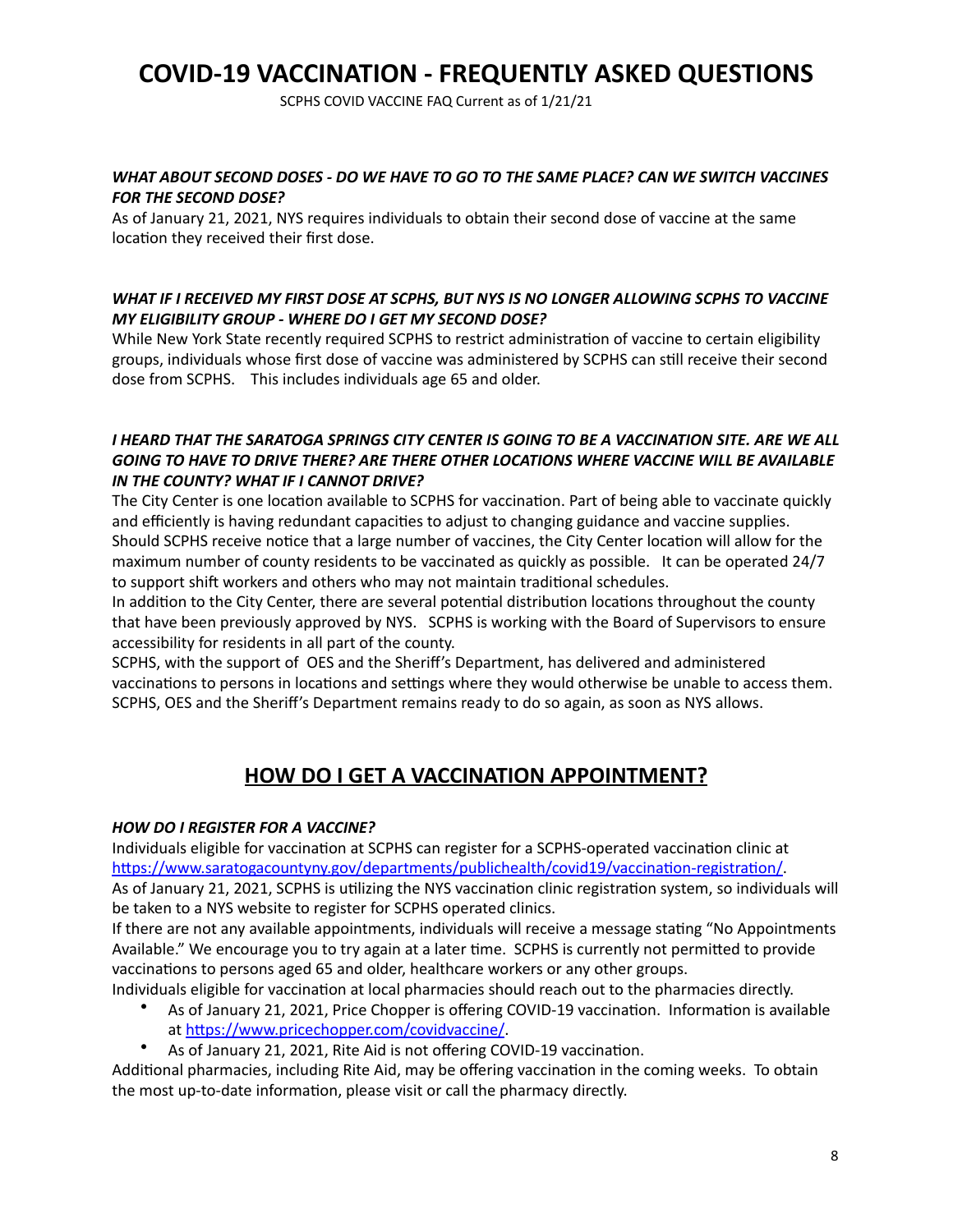# COVID-19 VACCINATION - FREQUENTLY ASKED QUESTIONS

SCPHS COVID VACCINE FAQ Current as of 1/21/21

***WHAT ABOUT SECOND DOSES - DO WE HAVE TO GO TO THE SAME PLACE? CAN WE SWITCH VACCINES FOR THE SECOND DOSE?***

As of January 21, 2021, NYS requires individuals to obtain their second dose of vaccine at the same location they received their first dose.

***WHAT IF I RECEIVED MY FIRST DOSE AT SCPHS, BUT NYS IS NO LONGER ALLOWING SCPHS TO VACCINE MY ELIGIBILITY GROUP - WHERE DO I GET MY SECOND DOSE?***

While New York State recently required SCPHS to restrict administration of vaccine to certain eligibility groups, individuals whose first dose of vaccine was administered by SCPHS can still receive their second dose from SCPHS. This includes individuals age 65 and older.

***I HEARD THAT THE SARATOGA SPRINGS CITY CENTER IS GOING TO BE A VACCINATION SITE. ARE WE ALL GOING TO HAVE TO DRIVE THERE? ARE THERE OTHER LOCATIONS WHERE VACCINE WILL BE AVAILABLE IN THE COUNTY? WHAT IF I CANNOT DRIVE?***

The City Center is one location available to SCPHS for vaccination. Part of being able to vaccinate quickly and efficiently is having redundant capacities to adjust to changing guidance and vaccine supplies. Should SCPHS receive notice that a large number of vaccines, the City Center location will allow for the maximum number of county residents to be vaccinated as quickly as possible. It can be operated 24/7 to support shift workers and others who may not maintain traditional schedules.

In addition to the City Center, there are several potential distribution locations throughout the county that have been previously approved by NYS. SCPHS is working with the Board of Supervisors to ensure accessibility for residents in all part of the county.

SCPHS, with the support of OES and the Sheriff's Department, has delivered and administered vaccinations to persons in locations and settings where they would otherwise be unable to access them. SCPHS, OES and the Sheriff's Department remains ready to do so again, as soon as NYS allows.

## HOW DO I GET A VACCINATION APPOINTMENT?

***HOW DO I REGISTER FOR A VACCINE?***

Individuals eligible for vaccination at SCPHS can register for a SCPHS-operated vaccination clinic at [https://www.saratogacountyny.gov/departments/publichealth/covid19/vaccination-registration/](https://www.saratogacountyny.gov/departments/publichealth/covid19/vaccination-registration/).

As of January 21, 2021, SCPHS is utilizing the NYS vaccination clinic registration system, so individuals will be taken to a NYS website to register for SCPHS operated clinics.

If there are not any available appointments, individuals will receive a message stating "No Appointments Available." We encourage you to try again at a later time. SCPHS is currently not permitted to provide vaccinations to persons aged 65 and older, healthcare workers or any other groups.

Individuals eligible for vaccination at local pharmacies should reach out to the pharmacies directly.

- As of January 21, 2021, Price Chopper is offering COVID-19 vaccination. Information is available at [https://www.pricechopper.com/covidvaccine/](https://www.pricechopper.com/covidvaccine/).
- As of January 21, 2021, Rite Aid is not offering COVID-19 vaccination.

Additional pharmacies, including Rite Aid, may be offering vaccination in the coming weeks. To obtain the most up-to-date information, please visit or call the pharmacy directly.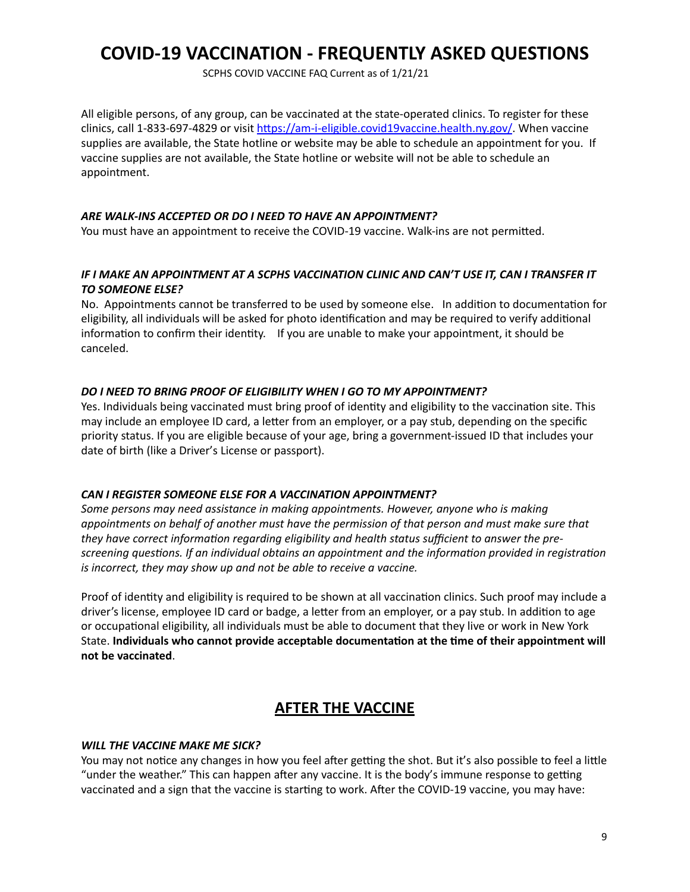# COVID-19 VACCINATION - FREQUENTLY ASKED QUESTIONS

SCPHS COVID VACCINE FAQ Current as of 1/21/21

All eligible persons, of any group, can be vaccinated at the state-operated clinics. To register for these clinics, call 1-833-697-4829 or visit [https://am-i-eligible.covid19vaccine.health.ny.gov/](https://am-i-eligible.covid19vaccine.health.ny.gov/). When vaccine supplies are available, the State hotline or website may be able to schedule an appointment for you. If vaccine supplies are not available, the State hotline or website will not be able to schedule an appointment.

***ARE WALK-INS ACCEPTED OR DO I NEED TO HAVE AN APPOINTMENT?***

You must have an appointment to receive the COVID-19 vaccine. Walk-ins are not permitted.

***IF I MAKE AN APPOINTMENT AT A SCPHS VACCINATION CLINIC AND CAN'T USE IT, CAN I TRANSFER IT TO SOMEONE ELSE?***

No. Appointments cannot be transferred to be used by someone else. In addition to documentation for eligibility, all individuals will be asked for photo identification and may be required to verify additional information to confirm their identity. If you are unable to make your appointment, it should be canceled.

***DO I NEED TO BRING PROOF OF ELIGIBILITY WHEN I GO TO MY APPOINTMENT?***

Yes. Individuals being vaccinated must bring proof of identity and eligibility to the vaccination site. This may include an employee ID card, a letter from an employer, or a pay stub, depending on the specific priority status. If you are eligible because of your age, bring a government-issued ID that includes your date of birth (like a Driver's License or passport).

***CAN I REGISTER SOMEONE ELSE FOR A VACCINATION APPOINTMENT?***

*Some persons may need assistance in making appointments. However, anyone who is making appointments on behalf of another must have the permission of that person and must make sure that they have correct information regarding eligibility and health status sufficient to answer the pre-screening questions. If an individual obtains an appointment and the information provided in registration is incorrect, they may show up and not be able to receive a vaccine.*

Proof of identity and eligibility is required to be shown at all vaccination clinics. Such proof may include a driver's license, employee ID card or badge, a letter from an employer, or a pay stub. In addition to age or occupational eligibility, all individuals must be able to document that they live or work in New York State. **Individuals who cannot provide acceptable documentation at the time of their appointment will not be vaccinated**.

## AFTER THE VACCINE

***WILL THE VACCINE MAKE ME SICK?***

You may not notice any changes in how you feel after getting the shot. But it's also possible to feel a little "under the weather." This can happen after any vaccine. It is the body's immune response to getting vaccinated and a sign that the vaccine is starting to work. After the COVID-19 vaccine, you may have: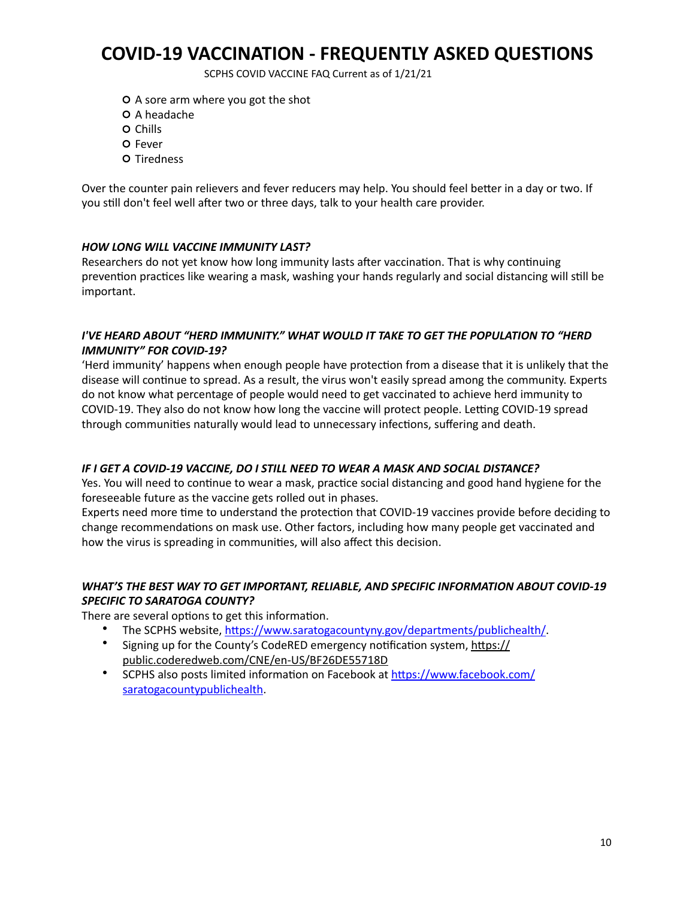- A sore arm where you got the shot
- A headache
- Chills
- Fever
- Tiredness

Over the counter pain relievers and fever reducers may help. You should feel better in a day or two. If you still don't feel well after two or three days, talk to your health care provider.

***HOW LONG WILL VACCINE IMMUNITY LAST?***

Researchers do not yet know how long immunity lasts after vaccination. That is why continuing prevention practices like wearing a mask, washing your hands regularly and social distancing will still be important.

***I'VE HEARD ABOUT "HERD IMMUNITY." WHAT WOULD IT TAKE TO GET THE POPULATION TO "HERD IMMUNITY" FOR COVID-19?***

'Herd immunity' happens when enough people have protection from a disease that it is unlikely that the disease will continue to spread. As a result, the virus won't easily spread among the community. Experts do not know what percentage of people would need to get vaccinated to achieve herd immunity to COVID-19. They also do not know how long the vaccine will protect people. Letting COVID-19 spread through communities naturally would lead to unnecessary infections, suffering and death.

***IF I GET A COVID-19 VACCINE, DO I STILL NEED TO WEAR A MASK AND SOCIAL DISTANCE?***

Yes. You will need to continue to wear a mask, practice social distancing and good hand hygiene for the foreseeable future as the vaccine gets rolled out in phases.

Experts need more time to understand the protection that COVID-19 vaccines provide before deciding to change recommendations on mask use. Other factors, including how many people get vaccinated and how the virus is spreading in communities, will also affect this decision.

***WHAT'S THE BEST WAY TO GET IMPORTANT, RELIABLE, AND SPECIFIC INFORMATION ABOUT COVID-19 SPECIFIC TO SARATOGA COUNTY?***

There are several options to get this information.

- The SCPHS website, https://www.saratogacountyny.gov/departments/publichealth/.
- Signing up for the County's CodeRED emergency notification system, https://public.coderedweb.com/CNE/en-US/BF26DE55718D
- SCPHS also posts limited information on Facebook at https://www.facebook.com/saratogacountypublichealth.